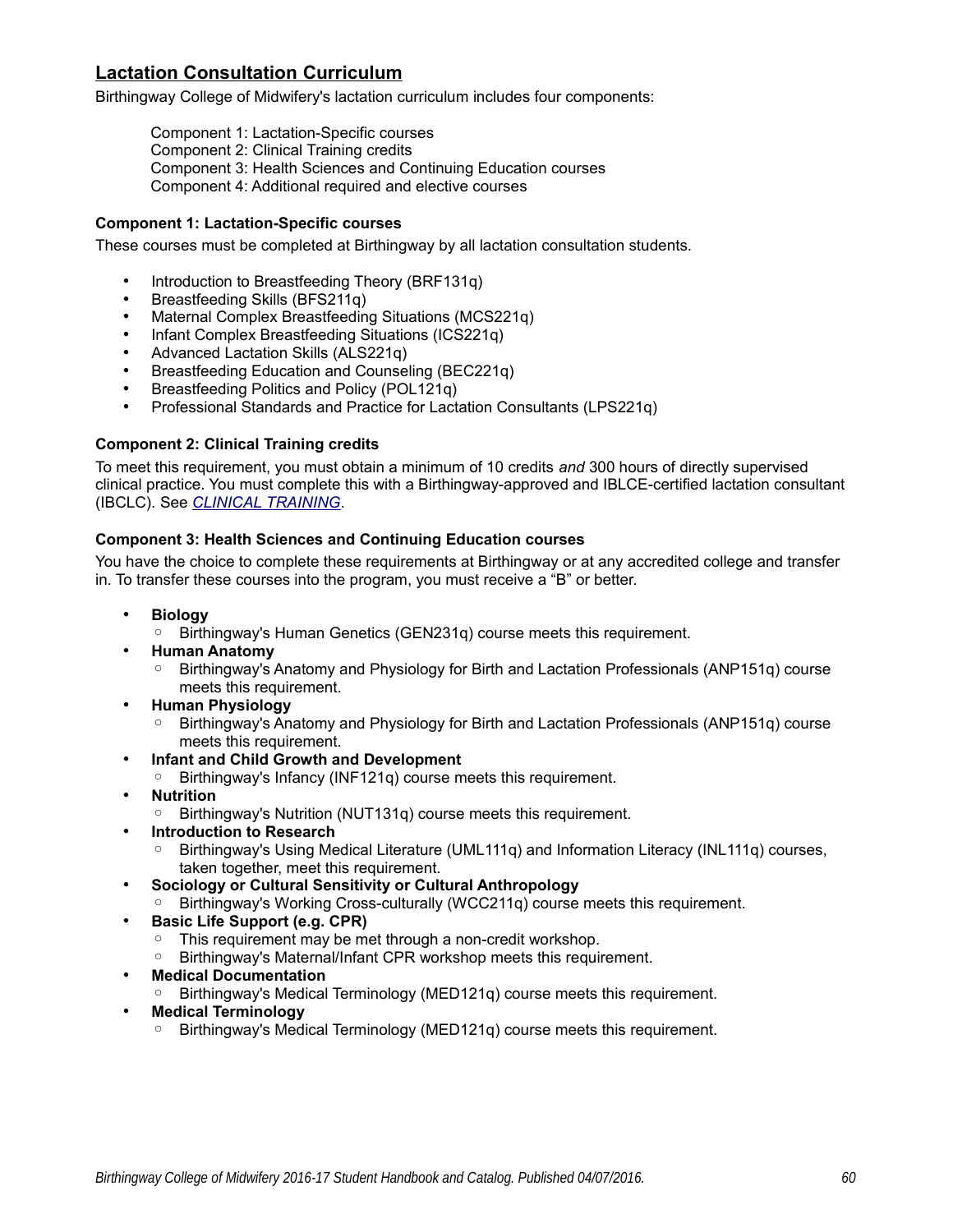## Lactation Consultation Curriculum

Birthingway College of Midwifery's lactation curriculum includes four components:

Component 1: Lactation-Specific courses
Component 2: Clinical Training credits
Component 3: Health Sciences and Continuing Education courses
Component 4: Additional required and elective courses

### Component 1: Lactation-Specific courses

These courses must be completed at Birthingway by all lactation consultation students.

- Introduction to Breastfeeding Theory (BRF131q)
- Breastfeeding Skills (BFS211q)
- Maternal Complex Breastfeeding Situations (MCS221q)
- Infant Complex Breastfeeding Situations (ICS221q)
- Advanced Lactation Skills (ALS221q)
- Breastfeeding Education and Counseling (BEC221q)
- Breastfeeding Politics and Policy (POL121q)
- Professional Standards and Practice for Lactation Consultants (LPS221q)

### Component 2: Clinical Training credits

To meet this requirement, you must obtain a minimum of 10 credits *and* 300 hours of directly supervised clinical practice. You must complete this with a Birthingway-approved and IBLCE-certified lactation consultant (IBCLC). See *CLINICAL TRAINING*.

### Component 3: Health Sciences and Continuing Education courses

You have the choice to complete these requirements at Birthingway or at any accredited college and transfer in. To transfer these courses into the program, you must receive a “B” or better.

- **Biology**
  - Birthingway's Human Genetics (GEN231q) course meets this requirement.
- **Human Anatomy**
  - Birthingway's Anatomy and Physiology for Birth and Lactation Professionals (ANP151q) course meets this requirement.
- **Human Physiology**
  - Birthingway's Anatomy and Physiology for Birth and Lactation Professionals (ANP151q) course meets this requirement.
- **Infant and Child Growth and Development**
  - Birthingway's Infancy (INF121q) course meets this requirement.
- **Nutrition**
  - Birthingway's Nutrition (NUT131q) course meets this requirement.
- **Introduction to Research**
  - Birthingway's Using Medical Literature (UML111q) and Information Literacy (INL111q) courses, taken together, meet this requirement.
- **Sociology or Cultural Sensitivity or Cultural Anthropology**
  - Birthingway's Working Cross-culturally (WCC211q) course meets this requirement.
- **Basic Life Support (e.g. CPR)**
  - This requirement may be met through a non-credit workshop.
  - Birthingway's Maternal/Infant CPR workshop meets this requirement.
- **Medical Documentation**
  - Birthingway's Medical Terminology (MED121q) course meets this requirement.
- **Medical Terminology**
  - Birthingway's Medical Terminology (MED121q) course meets this requirement.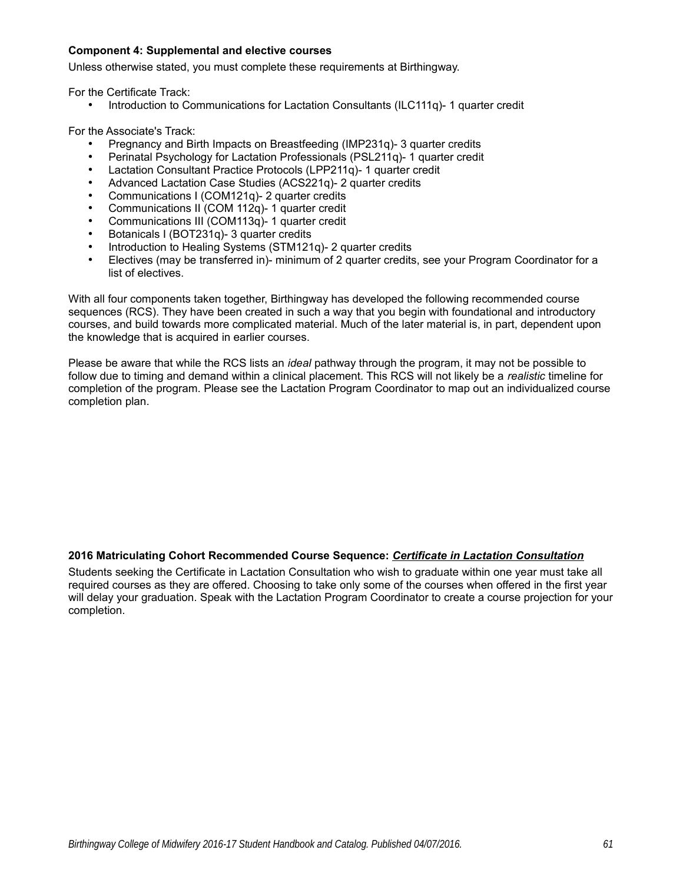**Component 4: Supplemental and elective courses**

Unless otherwise stated, you must complete these requirements at Birthingway.

For the Certificate Track:

- Introduction to Communications for Lactation Consultants (ILC111q)- 1 quarter credit

For the Associate's Track:

- Pregnancy and Birth Impacts on Breastfeeding (IMP231q)- 3 quarter credits
- Perinatal Psychology for Lactation Professionals (PSL211q)- 1 quarter credit
- Lactation Consultant Practice Protocols (LPP211q)- 1 quarter credit
- Advanced Lactation Case Studies (ACS221q)- 2 quarter credits
- Communications I (COM121q)- 2 quarter credits
- Communications II (COM 112q)- 1 quarter credit
- Communications III (COM113q)- 1 quarter credit
- Botanicals I (BOT231q)- 3 quarter credits
- Introduction to Healing Systems (STM121q)- 2 quarter credits
- Electives (may be transferred in)- minimum of 2 quarter credits, see your Program Coordinator for a list of electives.

With all four components taken together, Birthingway has developed the following recommended course sequences (RCS). They have been created in such a way that you begin with foundational and introductory courses, and build towards more complicated material. Much of the later material is, in part, dependent upon the knowledge that is acquired in earlier courses.

Please be aware that while the RCS lists an *ideal* pathway through the program, it may not be possible to follow due to timing and demand within a clinical placement. This RCS will not likely be a *realistic* timeline for completion of the program. Please see the Lactation Program Coordinator to map out an individualized course completion plan.

**2016 Matriculating Cohort Recommended Course Sequence: *Certificate in Lactation Consultation***

Students seeking the Certificate in Lactation Consultation who wish to graduate within one year must take all required courses as they are offered. Choosing to take only some of the courses when offered in the first year will delay your graduation. Speak with the Lactation Program Coordinator to create a course projection for your completion.